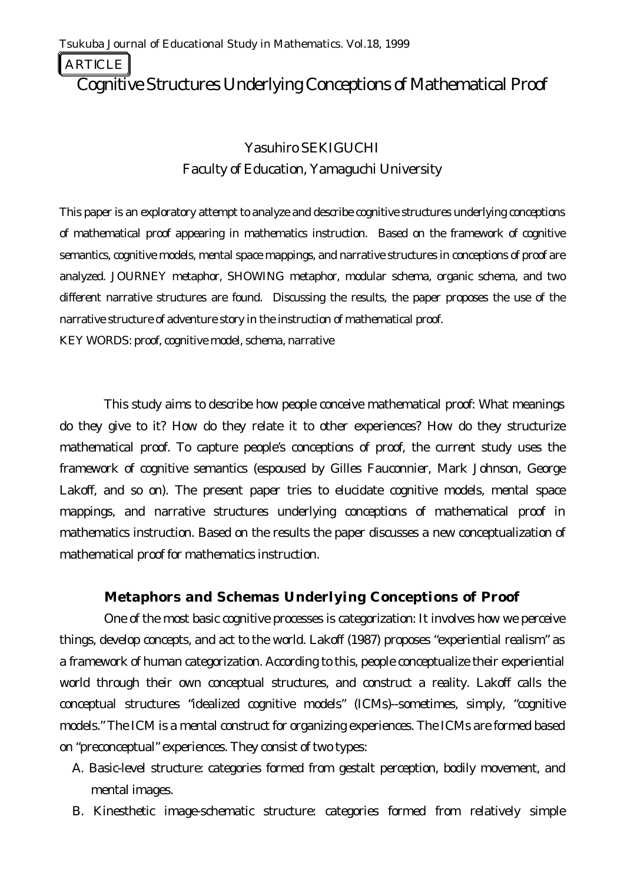ARTICLE

# Cognitive Structures Underlying Conceptions of Mathematical Proof

Yasuhiro SEKIGUCHI
Faculty of Education, Yamaguchi University

This paper is an exploratory attempt to analyze and describe cognitive structures underlying conceptions of mathematical proof appearing in mathematics instruction. Based on the framework of cognitive semantics, cognitive models, mental space mappings, and narrative structures in conceptions of proof are analyzed. JOURNEY metaphor, SHOWING metaphor, modular schema, organic schema, and two different narrative structures are found. Discussing the results, the paper proposes the use of the narrative structure of adventure story in the instruction of mathematical proof.

KEY WORDS: proof, cognitive model, schema, narrative

This study aims to describe how people conceive mathematical proof: What meanings do they give to it? How do they relate it to other experiences? How do they structurize mathematical proof. To capture people's conceptions of proof, the current study uses the framework of cognitive semantics (espoused by Gilles Fauconnier, Mark Johnson, George Lakoff, and so on). The present paper tries to elucidate cognitive models, mental space mappings, and narrative structures underlying conceptions of mathematical proof in mathematics instruction. Based on the results the paper discusses a new conceptualization of mathematical proof for mathematics instruction.

## Metaphors and Schemas Underlying Conceptions of Proof

One of the most basic cognitive processes is categorization: It involves how we perceive things, develop concepts, and act to the world. Lakoff (1987) proposes "experiential realism" as a framework of human categorization. According to this, people conceptualize their experiential world through their own conceptual structures, and construct a reality. Lakoff calls the conceptual structures "idealized cognitive models" (ICMs)--sometimes, simply, "cognitive models." The ICM is a mental construct for organizing experiences. The ICMs are formed based on "preconceptual" experiences. They consist of two types:

A. Basic-level structure: categories formed from gestalt perception, bodily movement, and mental images.

B. Kinesthetic image-schematic structure: categories formed from relatively simple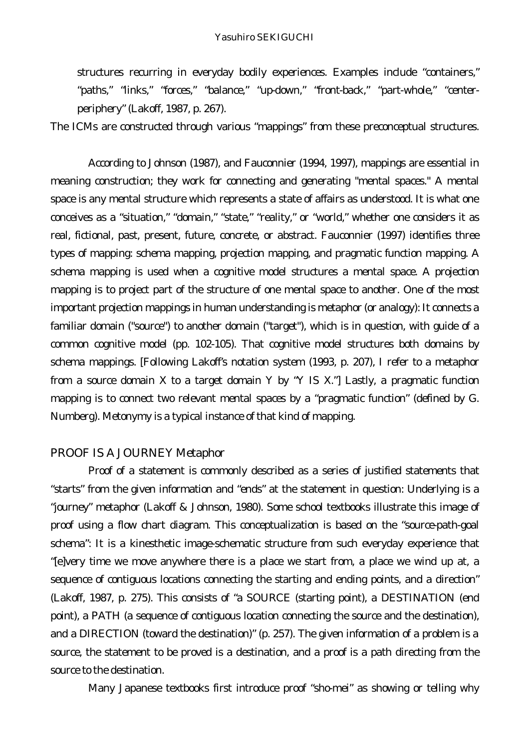structures recurring in everyday bodily experiences. Examples include “containers,” “paths,” “links,” “forces,” “balance,” “up-down,” “front-back,” “part-whole,” “center-periphery” (Lakoff, 1987, p. 267).

The ICMs are constructed through various “mappings” from these preconceptual structures.

According to Johnson (1987), and Fauconnier (1994, 1997), mappings are essential in meaning construction; they work for connecting and generating "mental spaces." A mental space is any mental structure which represents a state of affairs as understood. It is what one conceives as a “situation,” “domain,” “state,” “reality,” or “world,” whether one considers it as real, fictional, past, present, future, concrete, or abstract. Fauconnier (1997) identifies three types of mapping: schema mapping, projection mapping, and pragmatic function mapping. A schema mapping is used when a cognitive model structures a mental space. A projection mapping is to project part of the structure of one mental space to another. One of the most important projection mappings in human understanding is metaphor (or analogy): It connects a familiar domain ("source") to another domain ("target"), which is in question, with guide of a common cognitive model (pp. 102-105). That cognitive model structures both domains by schema mappings. [Following Lakoff's notation system (1993, p. 207), I refer to a metaphor from a source domain X to a target domain Y by “Y IS X.”] Lastly, a pragmatic function mapping is to connect two relevant mental spaces by a “pragmatic function” (defined by G. Numberg). Metonymy is a typical instance of that kind of mapping.

## PROOF IS A JOURNEY Metaphor

Proof of a statement is commonly described as a series of justified statements that “starts” from the given information and “ends” at the statement in question: Underlying is a “journey” metaphor (Lakoff & Johnson, 1980). Some school textbooks illustrate this image of proof using a flow chart diagram. This conceptualization is based on the “source-path-goal schema”: It is a kinesthetic image-schematic structure from such everyday experience that “[e]very time we move anywhere there is a place we start from, a place we wind up at, a sequence of contiguous locations connecting the starting and ending points, and a direction” (Lakoff, 1987, p. 275). This consists of “a SOURCE (starting point), a DESTINATION (end point), a PATH (a sequence of contiguous location connecting the source and the destination), and a DIRECTION (toward the destination)” (p. 257). The given information of a problem is a source, the statement to be proved is a destination, and a proof is a path directing from the source to the destination.

Many Japanese textbooks first introduce proof “sho-mei” as showing or telling why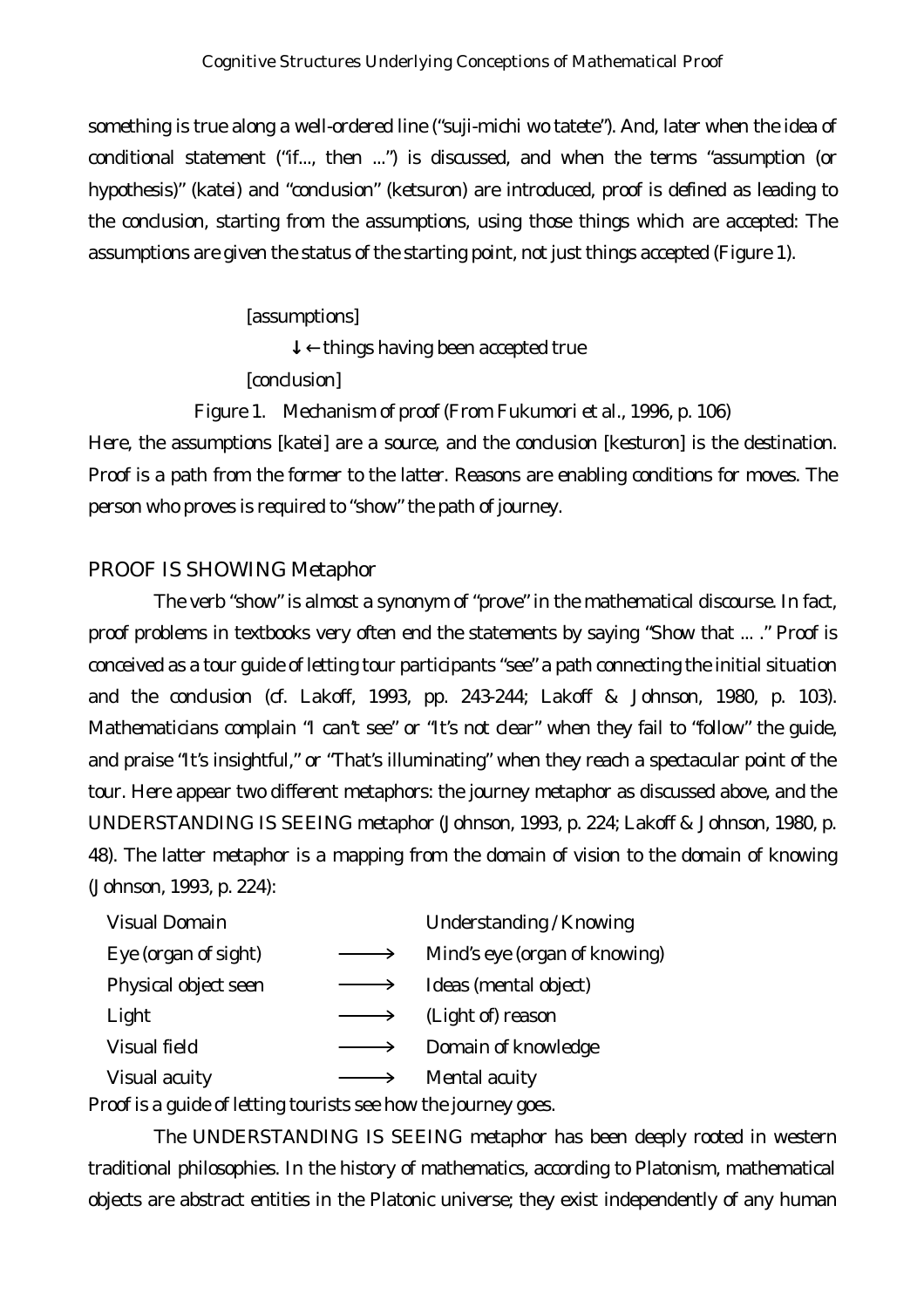something is true along a well-ordered line ("suji-michi wo tatete"). And, later when the idea of conditional statement ("if..., then ...") is discussed, and when the terms "assumption (or hypothesis)" (katei) and "conclusion" (ketsuron) are introduced, proof is defined as leading to the conclusion, starting from the assumptions, using those things which are accepted: The assumptions are given the status of the starting point, not just things accepted (Figure 1).

[assumptions]

↓ ← things having been accepted true

[conclusion]

Figure 1. Mechanism of proof (From Fukumori et al., 1996, p. 106)

Here, the assumptions [katei] are a source, and the conclusion [kesturon] is the destination. Proof is a path from the former to the latter. Reasons are enabling conditions for moves. The person who proves is required to "show" the path of journey.

## PROOF IS SHOWING Metaphor

The verb "show" is almost a synonym of "prove" in the mathematical discourse. In fact, proof problems in textbooks very often end the statements by saying "Show that ... ." Proof is conceived as a tour guide of letting tour participants "see" a path connecting the initial situation and the conclusion (cf. Lakoff, 1993, pp. 243-244; Lakoff & Johnson, 1980, p. 103). Mathematicians complain "I can't see" or "It's not clear" when they fail to "follow" the guide, and praise "It's insightful," or "That's illuminating" when they reach a spectacular point of the tour. Here appear two different metaphors: the journey metaphor as discussed above, and the UNDERSTANDING IS SEEING metaphor (Johnson, 1993, p. 224; Lakoff & Johnson, 1980, p. 48). The latter metaphor is a mapping from the domain of vision to the domain of knowing (Johnson, 1993, p. 224):

| Visual Domain | | Understanding / Knowing |
|---|---|---|
| Eye (organ of sight) | ⟶ | Mind's eye (organ of knowing) |
| Physical object seen | ⟶ | Ideas (mental object) |
| Light | ⟶ | (Light of) reason |
| Visual field | ⟶ | Domain of knowledge |
| Visual acuity | ⟶ | Mental acuity |

Proof is a guide of letting tourists see how the journey goes.

The UNDERSTANDING IS SEEING metaphor has been deeply rooted in western traditional philosophies. In the history of mathematics, according to Platonism, mathematical objects are abstract entities in the Platonic universe; they exist independently of any human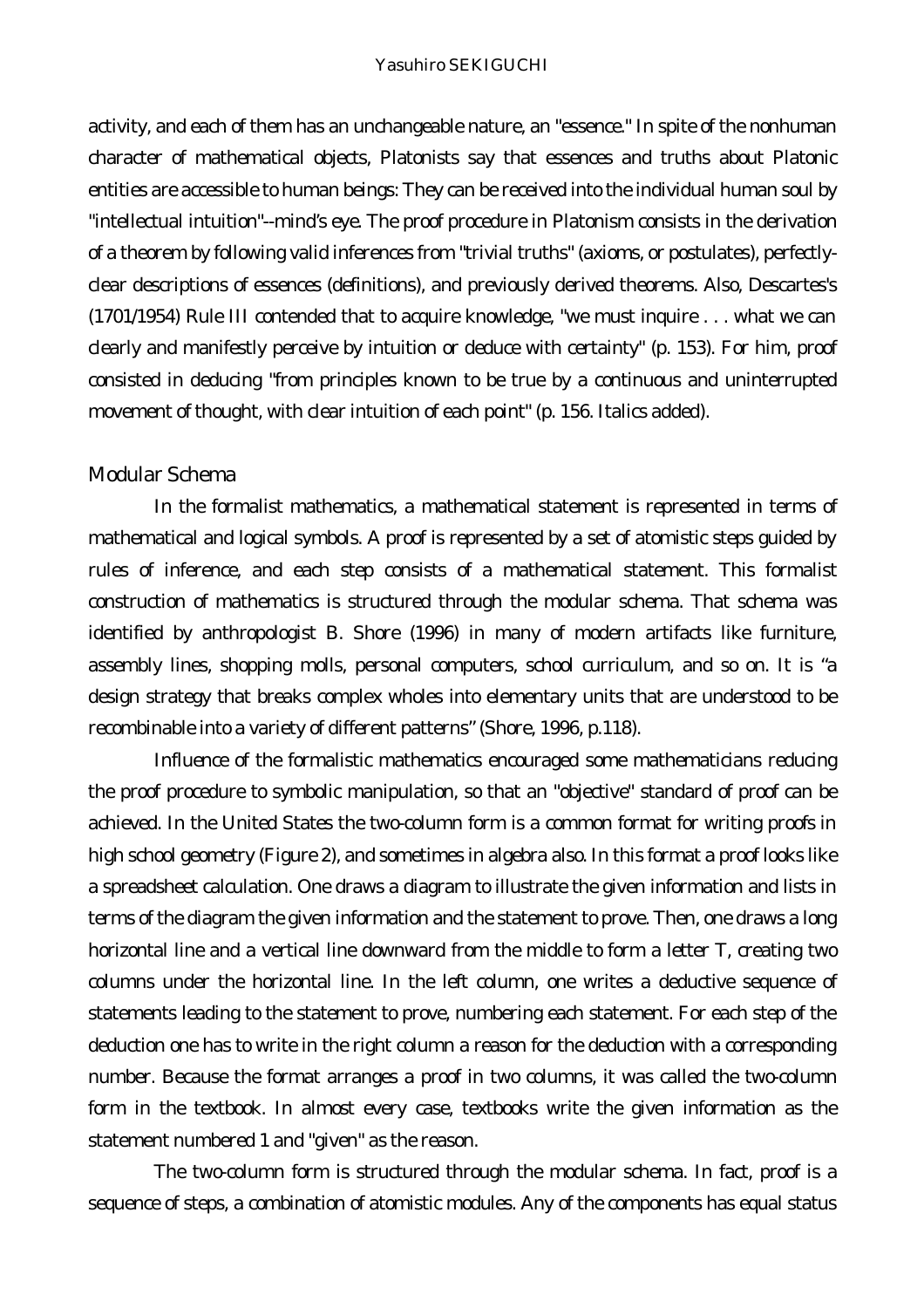activity, and each of them has an unchangeable nature, an "essence." In spite of the nonhuman character of mathematical objects, Platonists say that essences and truths about Platonic entities are accessible to human beings: They can be received into the individual human soul by "intellectual intuition"--mind's eye. The proof procedure in Platonism consists in the derivation of a theorem by following valid inferences from "trivial truths" (axioms, or postulates), perfectly-clear descriptions of essences (definitions), and previously derived theorems. Also, Descartes's (1701/1954) Rule III contended that to acquire knowledge, "we must inquire . . . what we can clearly and manifestly perceive by intuition or deduce with certainty" (p. 153). For him, proof consisted in deducing "from principles known to be true by a continuous and uninterrupted movement of thought, with clear intuition of each point" (p. 156. Italics added).

## Modular Schema

In the formalist mathematics, a mathematical statement is represented in terms of mathematical and logical symbols. A proof is represented by a set of atomistic steps guided by rules of inference, and each step consists of a mathematical statement. This formalist construction of mathematics is structured through the modular schema. That schema was identified by anthropologist B. Shore (1996) in many of modern artifacts like furniture, assembly lines, shopping molls, personal computers, school curriculum, and so on. It is "a design strategy that breaks complex wholes into elementary units that are understood to be recombinable into a variety of different patterns" (Shore, 1996, p.118).

Influence of the formalistic mathematics encouraged some mathematicians reducing the proof procedure to symbolic manipulation, so that an "objective" standard of proof can be achieved. In the United States the two-column form is a common format for writing proofs in high school geometry (Figure 2), and sometimes in algebra also. In this format a proof looks like a spreadsheet calculation. One draws a diagram to illustrate the given information and lists in terms of the diagram the given information and the statement to prove. Then, one draws a long horizontal line and a vertical line downward from the middle to form a letter T, creating two columns under the horizontal line. In the left column, one writes a deductive sequence of statements leading to the statement to prove, numbering each statement. For each step of the deduction one has to write in the right column a reason for the deduction with a corresponding number. Because the format arranges a proof in two columns, it was called the two-column form in the textbook. In almost every case, textbooks write the given information as the statement numbered 1 and "given" as the reason.

The two-column form is structured through the modular schema. In fact, proof is a sequence of steps, a combination of atomistic modules. Any of the components has equal status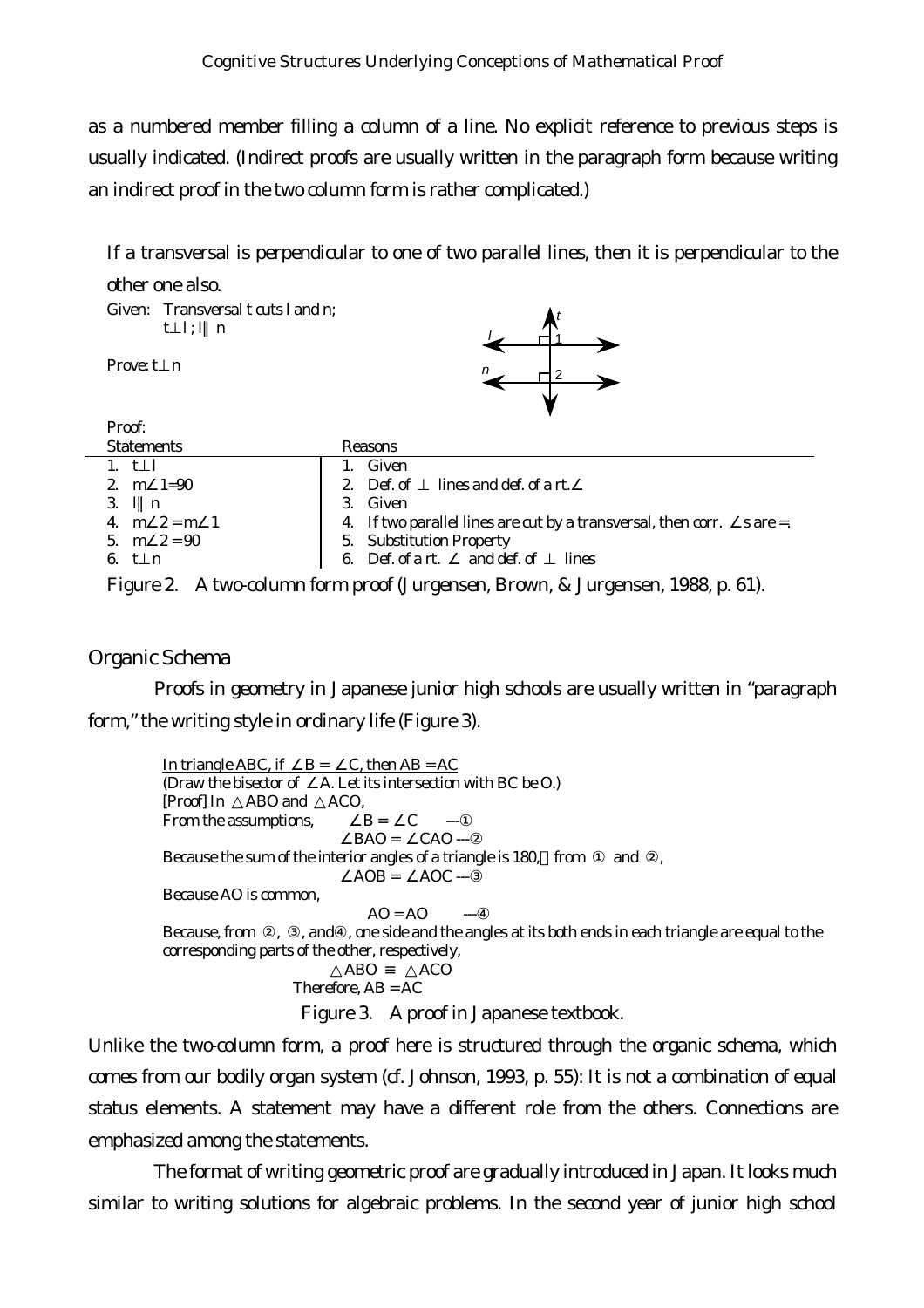as a numbered member filling a column of a line. No explicit reference to previous steps is usually indicated. (Indirect proofs are usually written in the paragraph form because writing an indirect proof in the two column form is rather complicated.)

If a transversal is perpendicular to one of two parallel lines, then it is perpendicular to the other one also.

Given: Transversal t cuts l and n;
$t \perp l$ ; $l \parallel n$

Prove: $t \perp n$

Proof:

| Statements | Reasons |
|---|---|
| 1. $t \perp l$ | 1. Given |
| 2. $m\angle 1 = 90$ | 2. Def. of $\perp$ lines and def. of a rt. $\angle$ |
| 3. $l \parallel n$ | 3. Given |
| 4. $m\angle 2 = m\angle 1$ | 4. If two parallel lines are cut by a transversal, then corr. $\angle$s are =. |
| 5. $m\angle 2 = 90$ | 5. Substitution Property |
| 6. $t \perp n$ | 6. Def. of a rt. $\angle$ and def. of $\perp$ lines |

Figure 2. A two-column form proof (Jurgensen, Brown, & Jurgensen, 1988, p. 61).

## Organic Schema

Proofs in geometry in Japanese junior high schools are usually written in "paragraph form," the writing style in ordinary life (Figure 3).

In triangle ABC, if $\angle B = \angle C$, then $AB = AC$
(Draw the bisector of $\angle A$. Let its intersection with BC be O.)
[Proof] In $\triangle ABO$ and $\triangle ACO$,
From the assumptions, $\angle B = \angle C$ ---①
$\angle BAO = \angle CAO$ ---②
Because the sum of the interior angles of a triangle is 180, from ① and ②,
$\angle AOB = \angle AOC$ ---③
Because AO is common,
$AO = AO$ ---④
Because, from ②, ③, and④, one side and the angles at its both ends in each triangle are equal to the corresponding parts of the other, respectively,
$\triangle ABO \equiv \triangle ACO$
Therefore, $AB = AC$

Figure 3. A proof in Japanese textbook.

Unlike the two-column form, a proof here is structured through the organic schema, which comes from our bodily organ system (cf. Johnson, 1993, p. 55): It is not a combination of equal status elements. A statement may have a different role from the others. Connections are emphasized among the statements.

The format of writing geometric proof are gradually introduced in Japan. It looks much similar to writing solutions for algebraic problems. In the second year of junior high school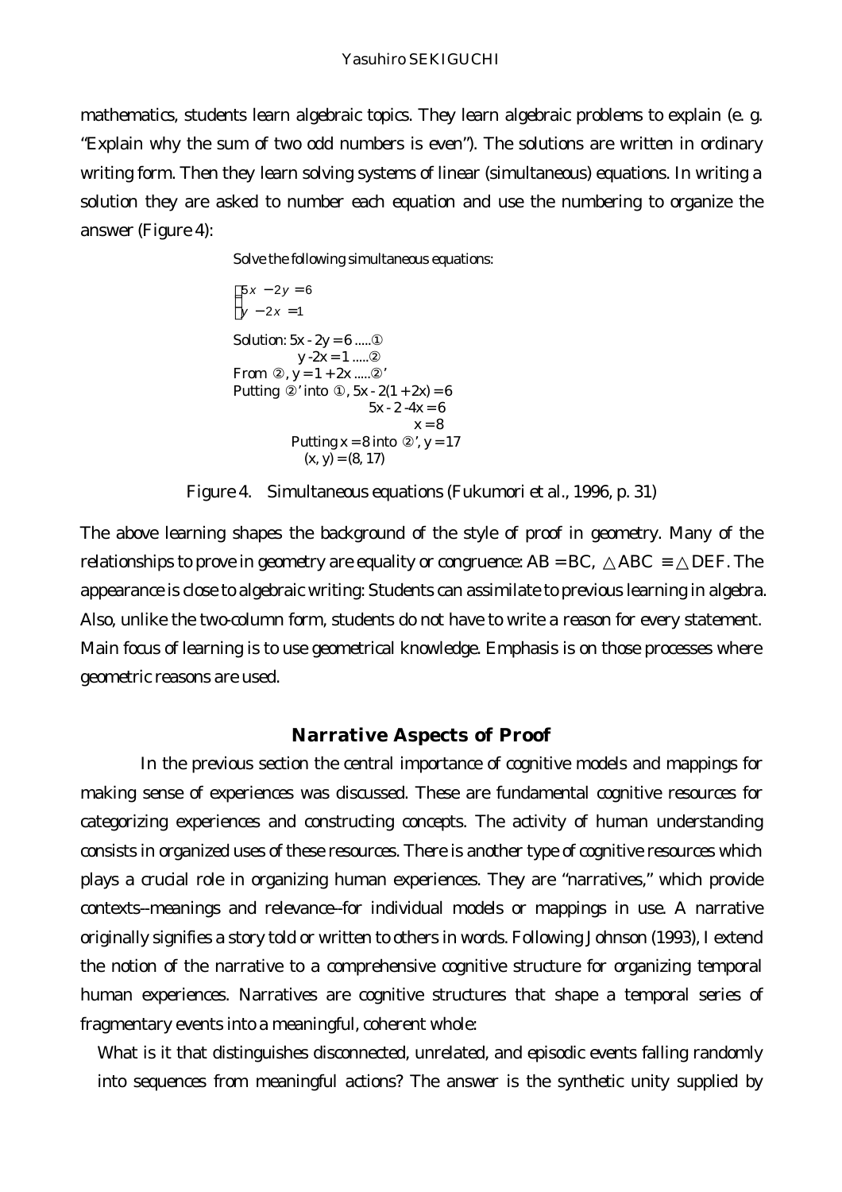mathematics, students learn algebraic topics. They learn algebraic problems to explain (e. g. "Explain why the sum of two odd numbers is even"). The solutions are written in ordinary writing form. Then they learn solving systems of linear (simultaneous) equations. In writing a solution they are asked to number each equation and use the numbering to organize the answer (Figure 4):

Solve the following simultaneous equations:

$$\begin{cases} 5x - 2y = 6 \\ y - 2x = 1 \end{cases}$$

Solution: $5x - 2y = 6$ .....①
$y - 2x = 1$ .....②
From ②, $y = 1 + 2x$ .....②'
Putting ②' into ①, $5x - 2(1 + 2x) = 6$
$5x - 2 - 4x = 6$
$x = 8$
Putting $x = 8$ into ②', $y = 17$
$(x, y) = (8, 17)$

Figure 4. Simultaneous equations (Fukumori et al., 1996, p. 31)

The above learning shapes the background of the style of proof in geometry. Many of the relationships to prove in geometry are equality or congruence: $AB = BC$, $\triangle ABC \equiv \triangle DEF$. The appearance is close to algebraic writing: Students can assimilate to previous learning in algebra. Also, unlike the two-column form, students do not have to write a reason for every statement. Main focus of learning is to use geometrical knowledge. Emphasis is on those processes where geometric reasons are used.

## Narrative Aspects of Proof

In the previous section the central importance of cognitive models and mappings for making sense of experiences was discussed. These are fundamental cognitive resources for categorizing experiences and constructing concepts. The activity of human understanding consists in organized uses of these resources. There is another type of cognitive resources which plays a crucial role in organizing human experiences. They are "narratives," which provide contexts--meanings and relevance--for individual models or mappings in use. A narrative originally signifies a story told or written to others in words. Following Johnson (1993), I extend the notion of the narrative to a comprehensive cognitive structure for organizing temporal human experiences. Narratives are cognitive structures that shape a temporal series of fragmentary events into a meaningful, coherent whole:

> What is it that distinguishes disconnected, unrelated, and episodic events falling randomly into sequences from meaningful actions? The answer is the synthetic unity supplied by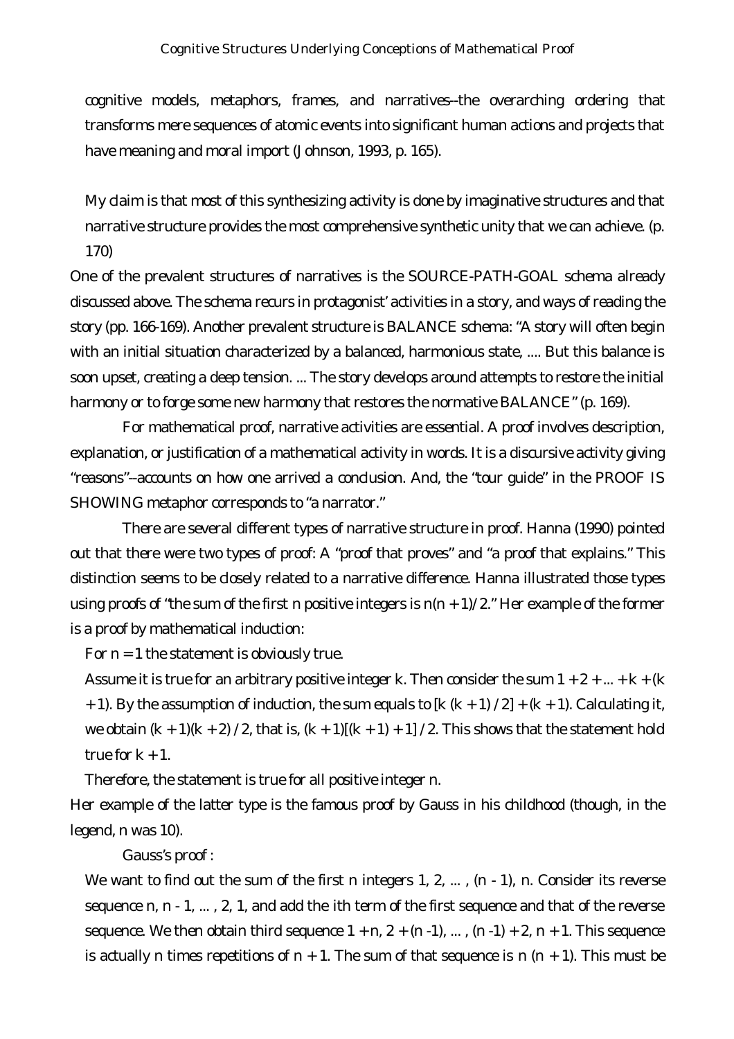cognitive models, metaphors, frames, and narratives--the overarching ordering that transforms mere sequences of atomic events into significant human actions and projects that have meaning and moral import (Johnson, 1993, p. 165).

My claim is that most of this synthesizing activity is done by imaginative structures and that narrative structure provides the most comprehensive synthetic unity that we can achieve. (p. 170)

One of the prevalent structures of narratives is the SOURCE-PATH-GOAL schema already discussed above. The schema recurs in protagonist' activities in a story, and ways of reading the story (pp. 166-169). Another prevalent structure is BALANCE schema: "A story will often begin with an initial situation characterized by a balanced, harmonious state, .... But this balance is soon upset, creating a deep tension. ... The story develops around attempts to restore the initial harmony or to forge some new harmony that restores the normative BALANCE" (p. 169).

For mathematical proof, narrative activities are essential. A proof involves description, explanation, or justification of a mathematical activity in words. It is a discursive activity giving "reasons"--accounts on how one arrived a conclusion. And, the "tour guide" in the PROOF IS SHOWING metaphor corresponds to "a narrator."

There are several different types of narrative structure in proof. Hanna (1990) pointed out that there were two types of proof: A "proof that proves" and "a proof that explains." This distinction seems to be closely related to a narrative difference. Hanna illustrated those types using proofs of "the sum of the first n positive integers is $n(n + 1)/2$." Her example of the former is a proof by mathematical induction:

For $n = 1$ the statement is obviously true.

Assume it is true for an arbitrary positive integer k. Then consider the sum $1 + 2 + ... + k + (k + 1)$. By the assumption of induction, the sum equals to $[k (k + 1) / 2] + (k + 1)$. Calculating it, we obtain $(k + 1)(k + 2) / 2$, that is, $(k + 1)[(k + 1) + 1] / 2$. This shows that the statement hold true for $k + 1$.

Therefore, the statement is true for all positive integer n.

Her example of the latter type is the famous proof by Gauss in his childhood (though, in the legend, n was 10).

Gauss's proof :

We want to find out the sum of the first n integers $1, 2, ... , (n - 1), n$. Consider its reverse sequence $n, n - 1, ... , 2, 1$, and add the ith term of the first sequence and that of the reverse sequence. We then obtain third sequence $1 + n, 2 + (n -1), ... , (n -1) + 2, n + 1$. This sequence is actually n times repetitions of $n + 1$. The sum of that sequence is $n (n + 1)$. This must be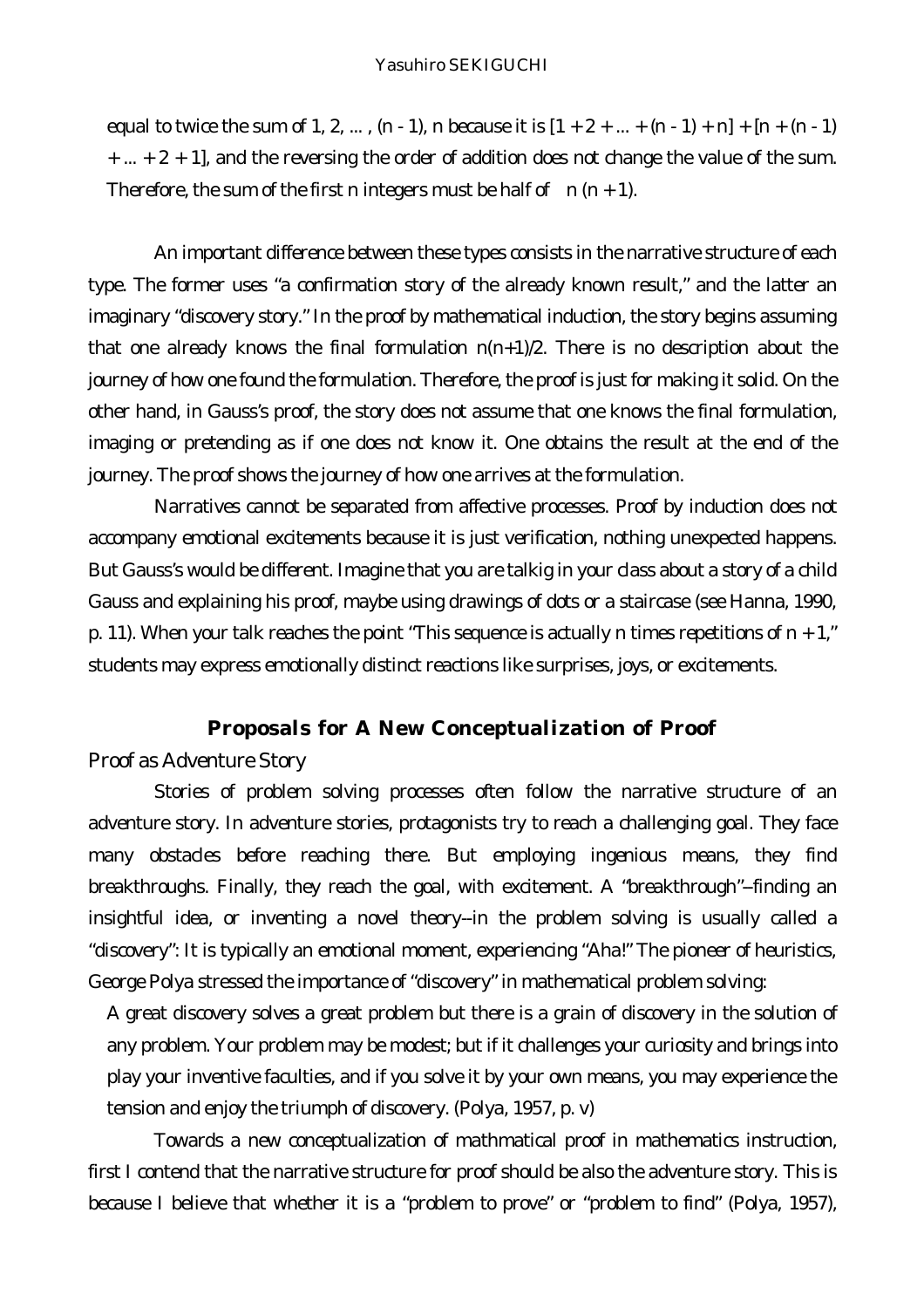equal to twice the sum of 1, 2, ... , $(n - 1)$, $n$ because it is $[1 + 2 + ... + (n - 1) + n] + [n + (n - 1) + ... + 2 + 1]$, and the reversing the order of addition does not change the value of the sum. Therefore, the sum of the first $n$ integers must be half of $n (n + 1)$.

An important difference between these types consists in the narrative structure of each type. The former uses "a confirmation story of the already known result," and the latter an imaginary "discovery story." In the proof by mathematical induction, the story begins assuming that one already knows the final formulation $n(n+1)/2$. There is no description about the journey of how one found the formulation. Therefore, the proof is just for making it solid. On the other hand, in Gauss's proof, the story does not assume that one knows the final formulation, imaging or pretending as if one does not know it. One obtains the result at the end of the journey. The proof shows the journey of how one arrives at the formulation.

Narratives cannot be separated from affective processes. Proof by induction does not accompany emotional excitements because it is just verification, nothing unexpected happens. But Gauss's would be different. Imagine that you are talkig in your class about a story of a child Gauss and explaining his proof, maybe using drawings of dots or a staircase (see Hanna, 1990, p. 11). When your talk reaches the point "This sequence is actually $n$ times repetitions of $n + 1$," students may express emotionally distinct reactions like surprises, joys, or excitements.

## Proposals for A New Conceptualization of Proof

### Proof as Adventure Story

Stories of problem solving processes often follow the narrative structure of an adventure story. In adventure stories, protagonists try to reach a challenging goal. They face many obstacles before reaching there. But employing ingenious means, they find breakthroughs. Finally, they reach the goal, with excitement. A "breakthrough"--finding an insightful idea, or inventing a novel theory--in the problem solving is usually called a "discovery": It is typically an emotional moment, experiencing "Aha!" The pioneer of heuristics, George Polya stressed the importance of "discovery" in mathematical problem solving:

> A great discovery solves a great problem but there is a grain of discovery in the solution of any problem. Your problem may be modest; but if it challenges your curiosity and brings into play your inventive faculties, and if you solve it by your own means, you may experience the tension and enjoy the triumph of discovery. (Polya, 1957, p. v)

Towards a new conceptualization of mathmatical proof in mathematics instruction, first I contend that the narrative structure for proof should be also the adventure story. This is because I believe that whether it is a "problem to prove" or "problem to find" (Polya, 1957),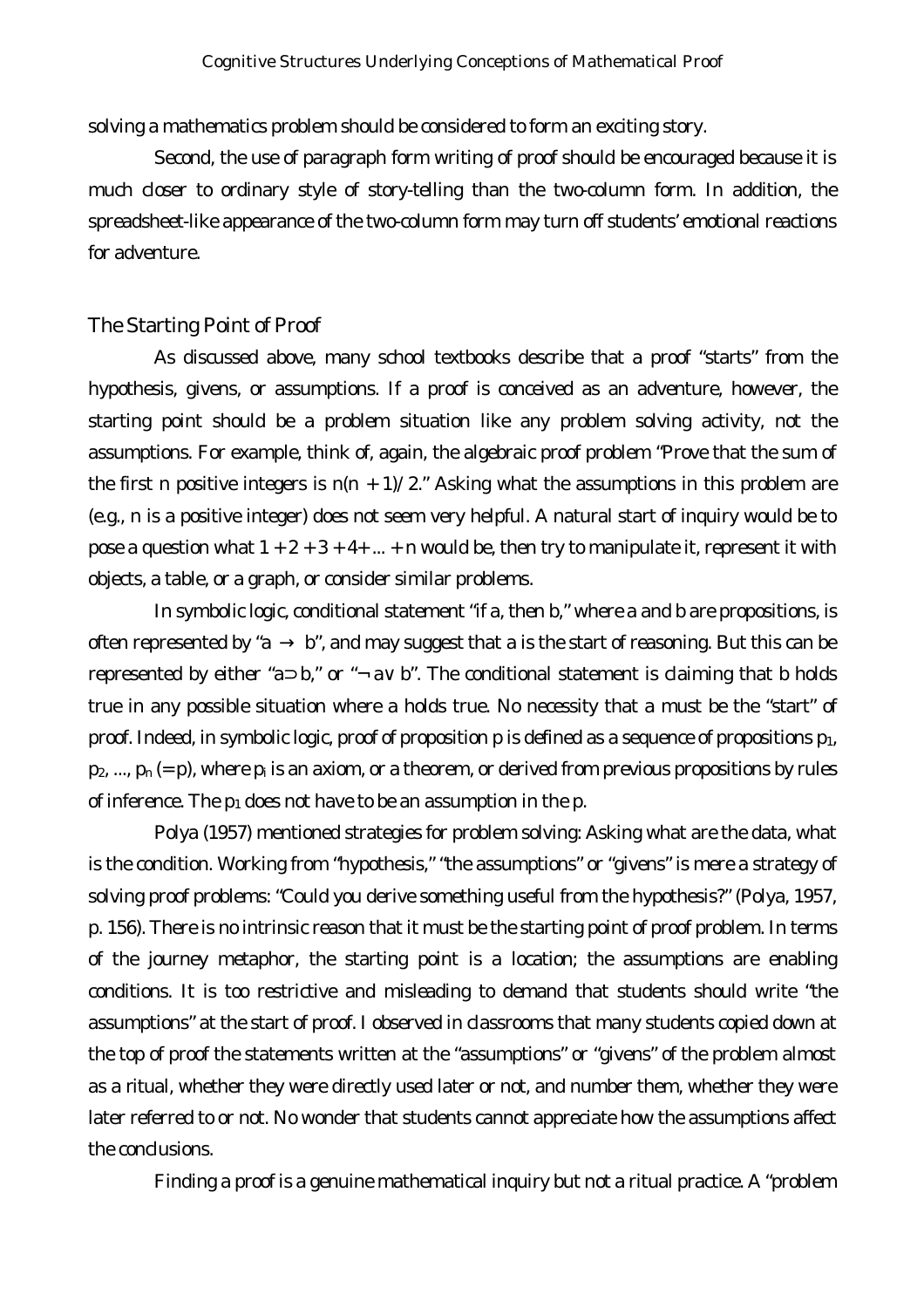solving a mathematics problem should be considered to form an exciting story.

Second, the use of paragraph form writing of proof should be encouraged because it is much closer to ordinary style of story-telling than the two-column form. In addition, the spreadsheet-like appearance of the two-column form may turn off students' emotional reactions for adventure.

## The Starting Point of Proof

As discussed above, many school textbooks describe that a proof "starts" from the hypothesis, givens, or assumptions. If a proof is conceived as an adventure, however, the starting point should be a problem situation like any problem solving activity, not the assumptions. For example, think of, again, the algebraic proof problem "Prove that the sum of the first n positive integers is $n(n+1)/2$." Asking what the assumptions in this problem are (e.g., n is a positive integer) does not seem very helpful. A natural start of inquiry would be to pose a question what $1 + 2 + 3 + 4 + ... + n$ would be, then try to manipulate it, represent it with objects, a table, or a graph, or consider similar problems.

In symbolic logic, conditional statement "if a, then b," where a and b are propositions, is often represented by "$a \rightarrow b$", and may suggest that a is the start of reasoning. But this can be represented by either "$a \supset b$," or "$\neg a \vee b$". The conditional statement is claiming that b holds true in any possible situation where a holds true. No necessity that a must be the "start" of proof. Indeed, in symbolic logic, proof of proposition p is defined as a sequence of propositions $p_1$, $p_2$, ..., $p_n$ (= p), where $p_i$ is an axiom, or a theorem, or derived from previous propositions by rules of inference. The $p_1$ does not have to be an assumption in the p.

Polya (1957) mentioned strategies for problem solving: Asking what are the data, what is the condition. Working from "hypothesis," "the assumptions" or "givens" is mere a strategy of solving proof problems: "Could you derive something useful from the hypothesis?" (Polya, 1957, p. 156). There is no intrinsic reason that it must be the starting point of proof problem. In terms of the journey metaphor, the starting point is a location; the assumptions are enabling conditions. It is too restrictive and misleading to demand that students should write "the assumptions" at the start of proof. I observed in classrooms that many students copied down at the top of proof the statements written at the "assumptions" or "givens" of the problem almost as a ritual, whether they were directly used later or not, and number them, whether they were later referred to or not. No wonder that students cannot appreciate how the assumptions affect the conclusions.

Finding a proof is a genuine mathematical inquiry but not a ritual practice. A "problem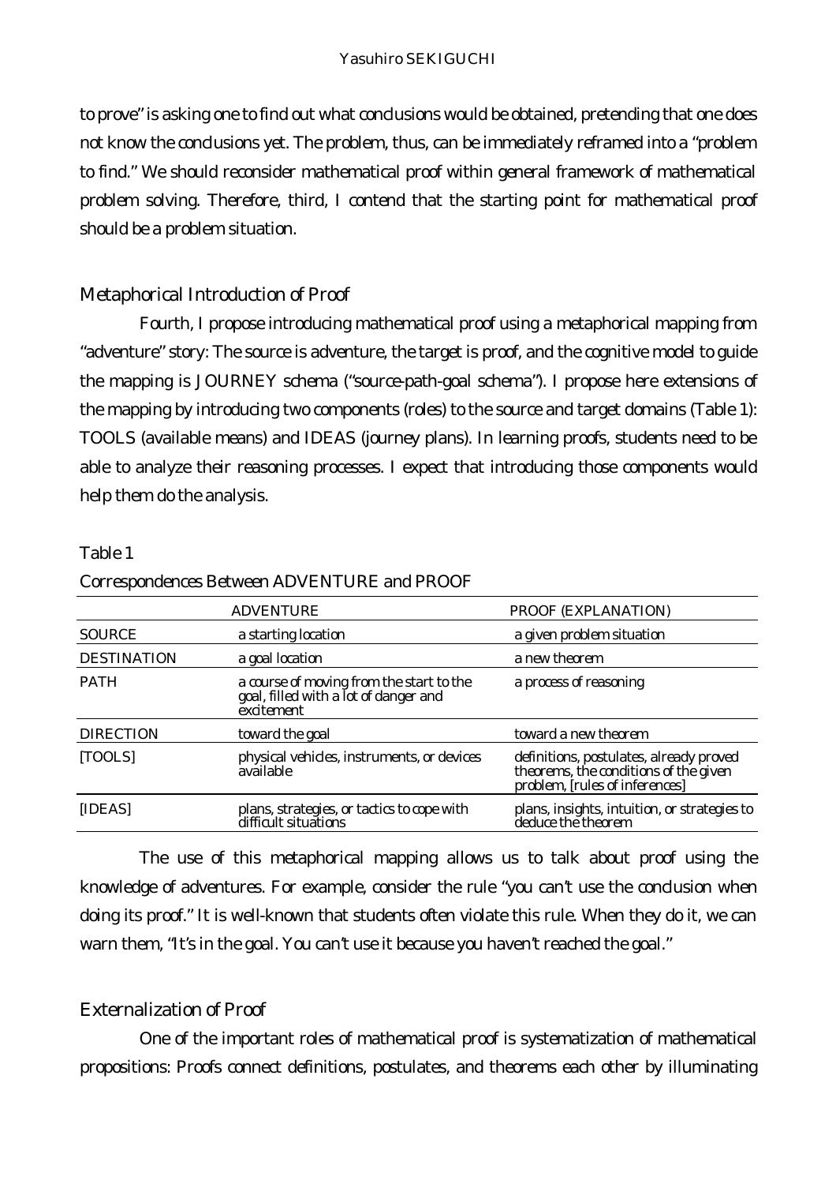to prove" is asking one to find out what conclusions would be obtained, pretending that one does not know the conclusions yet. The problem, thus, can be immediately reframed into a "problem to find." We should reconsider mathematical proof within general framework of mathematical problem solving. Therefore, third, I contend that the starting point for mathematical proof should be a problem situation.

## Metaphorical Introduction of Proof

Fourth, I propose introducing mathematical proof using a metaphorical mapping from "adventure" story: The source is adventure, the target is proof, and the cognitive model to guide the mapping is JOURNEY schema ("source-path-goal schema"). I propose here extensions of the mapping by introducing two components (roles) to the source and target domains (Table 1): TOOLS (available means) and IDEAS (journey plans). In learning proofs, students need to be able to analyze their reasoning processes. I expect that introducing those components would help them do the analysis.

Table 1

Correspondences Between ADVENTURE and PROOF

| | ADVENTURE | PROOF (EXPLANATION) |
|---|---|---|
| SOURCE | a starting location | a given problem situation |
| DESTINATION | a goal location | a new theorem |
| PATH | a course of moving from the start to the goal, filled with a lot of danger and excitement | a process of reasoning |
| DIRECTION | toward the goal | toward a new theorem |
| [TOOLS] | physical vehicles, instruments, or devices available | definitions, postulates, already proved theorems, the conditions of the given problem, [rules of inferences] |
| [IDEAS] | plans, strategies, or tactics to cope with difficult situations | plans, insights, intuition, or strategies to deduce the theorem |

The use of this metaphorical mapping allows us to talk about proof using the knowledge of adventures. For example, consider the rule "you can't use the conclusion when doing its proof." It is well-known that students often violate this rule. When they do it, we can warn them, "It's in the goal. You can't use it because you haven't reached the goal."

## Externalization of Proof

One of the important roles of mathematical proof is systematization of mathematical propositions: Proofs connect definitions, postulates, and theorems each other by illuminating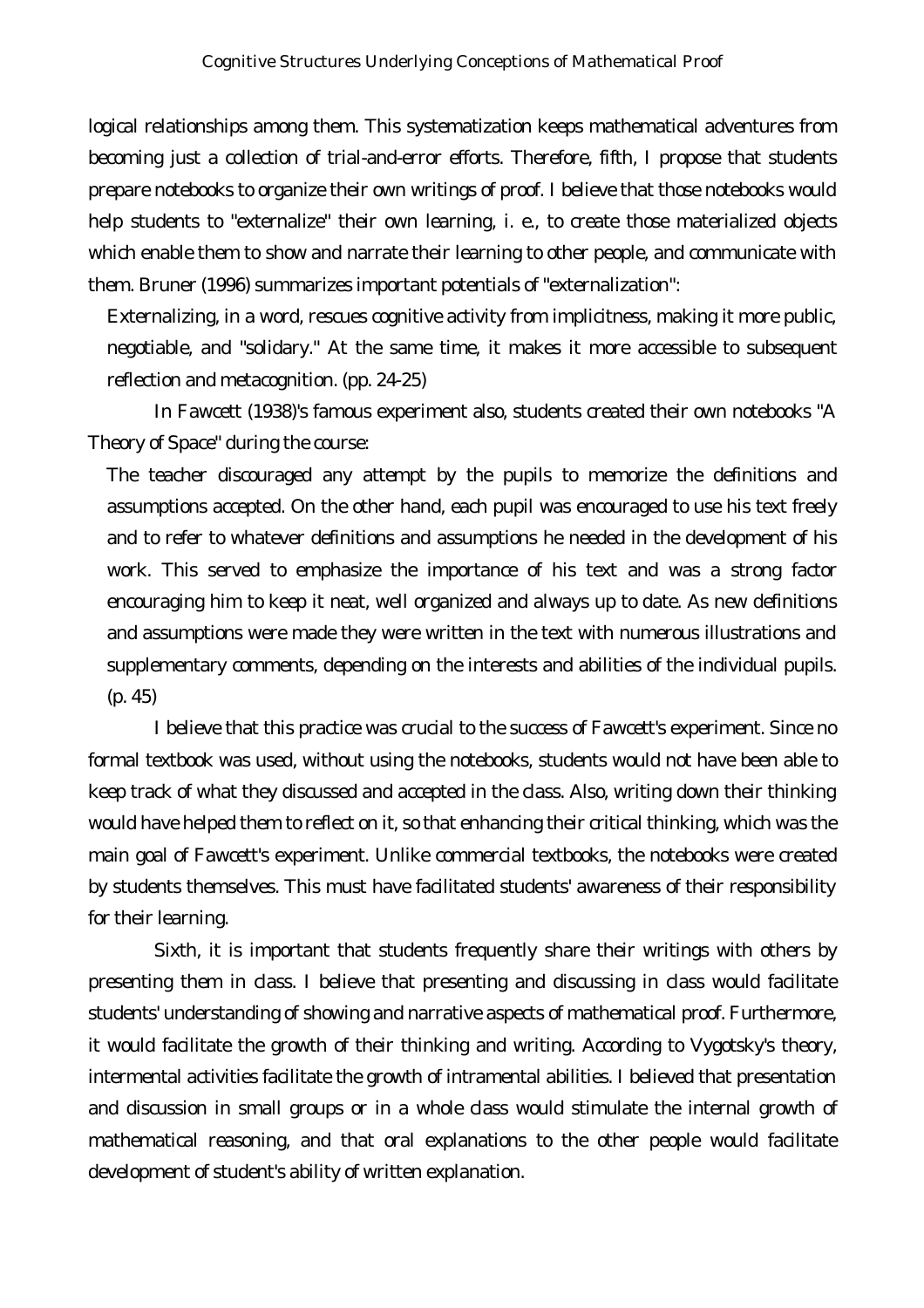logical relationships among them. This systematization keeps mathematical adventures from becoming just a collection of trial-and-error efforts. Therefore, fifth, I propose that students prepare notebooks to organize their own writings of proof. I believe that those notebooks would help students to "externalize" their own learning, i. e., to create those materialized objects which enable them to show and narrate their learning to other people, and communicate with them. Bruner (1996) summarizes important potentials of "externalization":

> Externalizing, in a word, rescues cognitive activity from implicitness, making it more public, negotiable, and "solidary." At the same time, it makes it more accessible to subsequent reflection and metacognition. (pp. 24-25)

In Fawcett (1938)'s famous experiment also, students created their own notebooks "A Theory of Space" during the course:

> The teacher discouraged any attempt by the pupils to memorize the definitions and assumptions accepted. On the other hand, each pupil was encouraged to use his text freely and to refer to whatever definitions and assumptions he needed in the development of his work. This served to emphasize the importance of his text and was a strong factor encouraging him to keep it neat, well organized and always up to date. As new definitions and assumptions were made they were written in the text with numerous illustrations and supplementary comments, depending on the interests and abilities of the individual pupils. (p. 45)

I believe that this practice was crucial to the success of Fawcett's experiment. Since no formal textbook was used, without using the notebooks, students would not have been able to keep track of what they discussed and accepted in the class. Also, writing down their thinking would have helped them to reflect on it, so that enhancing their critical thinking, which was the main goal of Fawcett's experiment. Unlike commercial textbooks, the notebooks were created by students themselves. This must have facilitated students' awareness of their responsibility for their learning.

Sixth, it is important that students frequently share their writings with others by presenting them in class. I believe that presenting and discussing in class would facilitate students' understanding of showing and narrative aspects of mathematical proof. Furthermore, it would facilitate the growth of their thinking and writing. According to Vygotsky's theory, intermental activities facilitate the growth of intramental abilities. I believed that presentation and discussion in small groups or in a whole class would stimulate the internal growth of mathematical reasoning, and that oral explanations to the other people would facilitate development of student's ability of written explanation.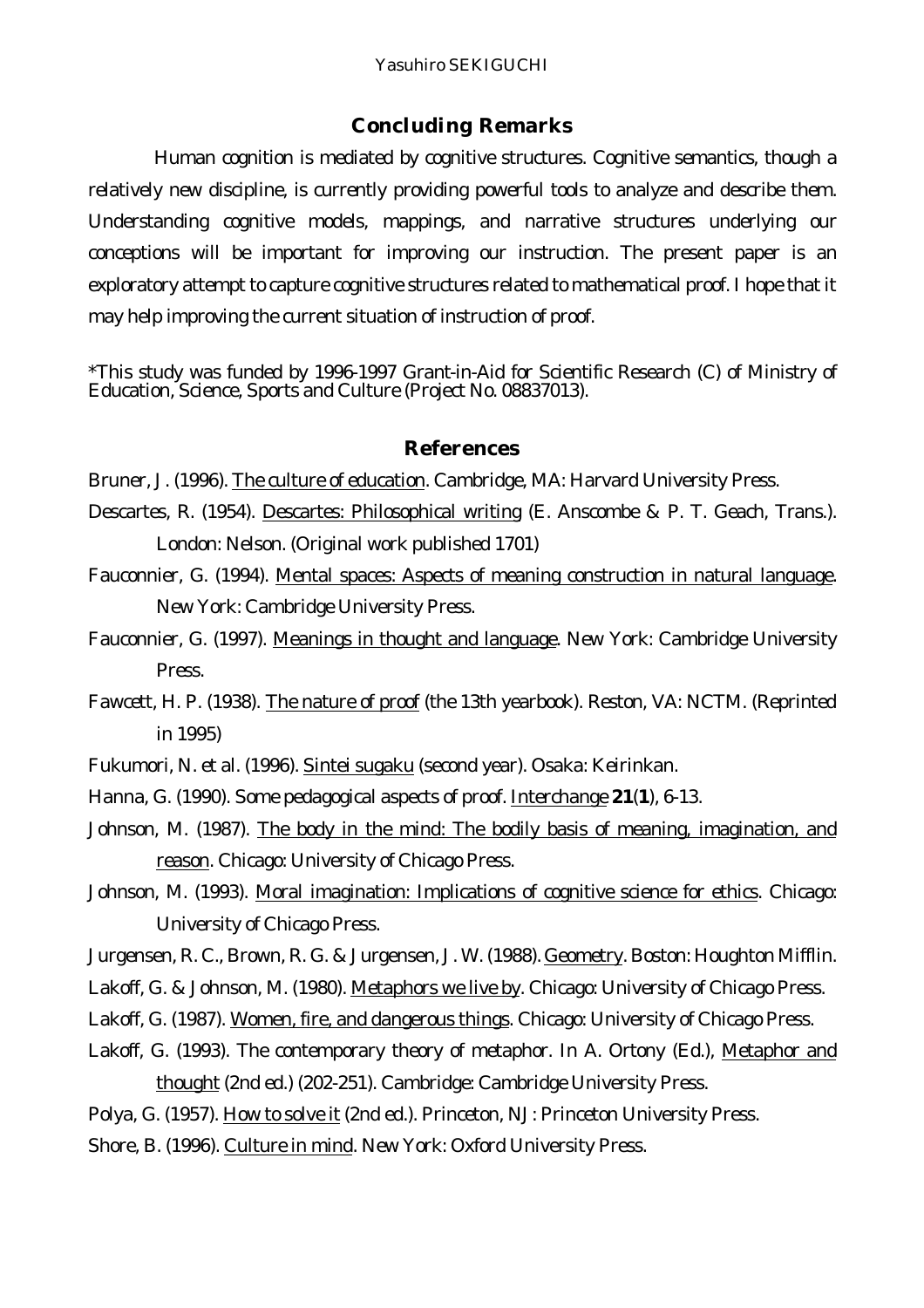## Concluding Remarks

Human cognition is mediated by cognitive structures. Cognitive semantics, though a relatively new discipline, is currently providing powerful tools to analyze and describe them. Understanding cognitive models, mappings, and narrative structures underlying our conceptions will be important for improving our instruction. The present paper is an exploratory attempt to capture cognitive structures related to mathematical proof. I hope that it may help improving the current situation of instruction of proof.

*This study was funded by 1996-1997 Grant-in-Aid for Scientific Research (C) of Ministry of Education, Science, Sports and Culture (Project No. 08837013).

## References

Bruner, J. (1996). The culture of education. Cambridge, MA: Harvard University Press.

Descartes, R. (1954). Descartes: Philosophical writing (E. Anscombe & P. T. Geach, Trans.). London: Nelson. (Original work published 1701)

Fauconnier, G. (1994). Mental spaces: Aspects of meaning construction in natural language. New York: Cambridge University Press.

Fauconnier, G. (1997). Meanings in thought and language. New York: Cambridge University Press.

Fawcett, H. P. (1938). The nature of proof (the 13th yearbook). Reston, VA: NCTM. (Reprinted in 1995)

Fukumori, N. et al. (1996). Sintei sugaku (second year). Osaka: Keirinkan.

Hanna, G. (1990). Some pedagogical aspects of proof. Interchange **21**(**1**), 6-13.

Johnson, M. (1987). The body in the mind: The bodily basis of meaning, imagination, and reason. Chicago: University of Chicago Press.

Johnson, M. (1993). Moral imagination: Implications of cognitive science for ethics. Chicago: University of Chicago Press.

Jurgensen, R. C., Brown, R. G. & Jurgensen, J. W. (1988). Geometry. Boston: Houghton Mifflin.

Lakoff, G. & Johnson, M. (1980). Metaphors we live by. Chicago: University of Chicago Press.

Lakoff, G. (1987). Women, fire, and dangerous things. Chicago: University of Chicago Press.

Lakoff, G. (1993). The contemporary theory of metaphor. In A. Ortony (Ed.), Metaphor and thought (2nd ed.) (202-251). Cambridge: Cambridge University Press.

Polya, G. (1957). How to solve it (2nd ed.). Princeton, NJ: Princeton University Press.

Shore, B. (1996). Culture in mind. New York: Oxford University Press.